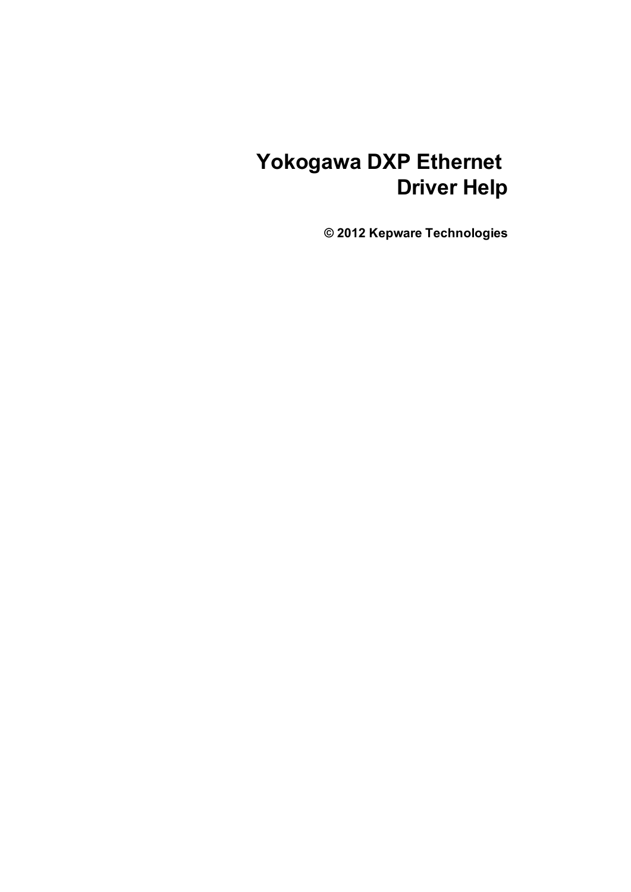# Yokogawa DXP Ethernet Driver Help

**© 2012 Kepware Technologies**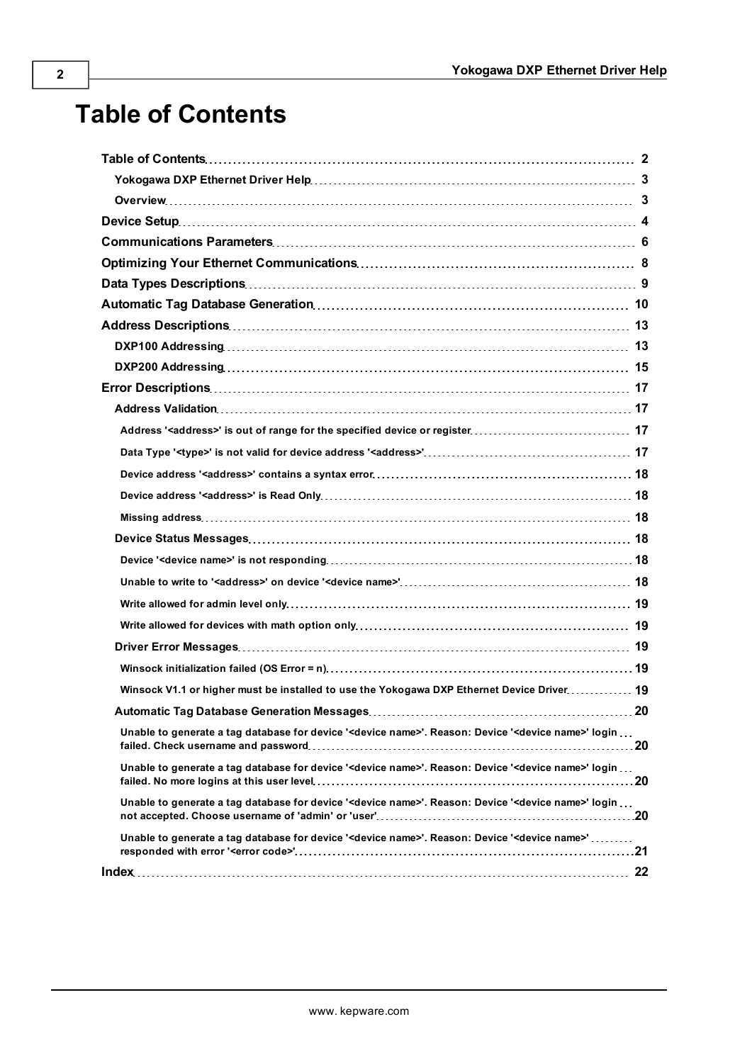# Table of Contents

**Table of Contents** 2

- Yokogawa DXP Ethernet Driver Help 3
- Overview 3

**Device Setup** 4

**Communications Parameters** 6

**Optimizing Your Ethernet Communications** 8

**Data Types Descriptions** 9

**Automatic Tag Database Generation** 10

**Address Descriptions** 13

- DXP100 Addressing 13
- DXP200 Addressing 15

**Error Descriptions** 17

- Address Validation 17
  - Address '<address>' is out of range for the specified device or register 17
  - Data Type '<type>' is not valid for device address '<address>' 17
  - Device address '<address>' contains a syntax error 18
  - Device address '<address>' is Read Only 18
  - Missing address 18
- Device Status Messages 18
  - Device '<device name>' is not responding 18
  - Unable to write to '<address>' on device '<device name>' 18
  - Write allowed for admin level only 19
  - Write allowed for devices with math option only 19
- Driver Error Messages 19
  - Winsock initialization failed (OS Error = n) 19
  - Winsock V1.1 or higher must be installed to use the Yokogawa DXP Ethernet Device Driver 19
- Automatic Tag Database Generation Messages 20
  - Unable to generate a tag database for device '<device name>'. Reason: Device '<device name>' login failed. Check username and password 20
  - Unable to generate a tag database for device '<device name>'. Reason: Device '<device name>' login failed. No more logins at this user level 20
  - Unable to generate a tag database for device '<device name>'. Reason: Device '<device name>' login not accepted. Choose username of 'admin' or 'user' 20
  - Unable to generate a tag database for device '<device name>'. Reason: Device '<device name>' responded with error '<error code>' 21

**Index** 22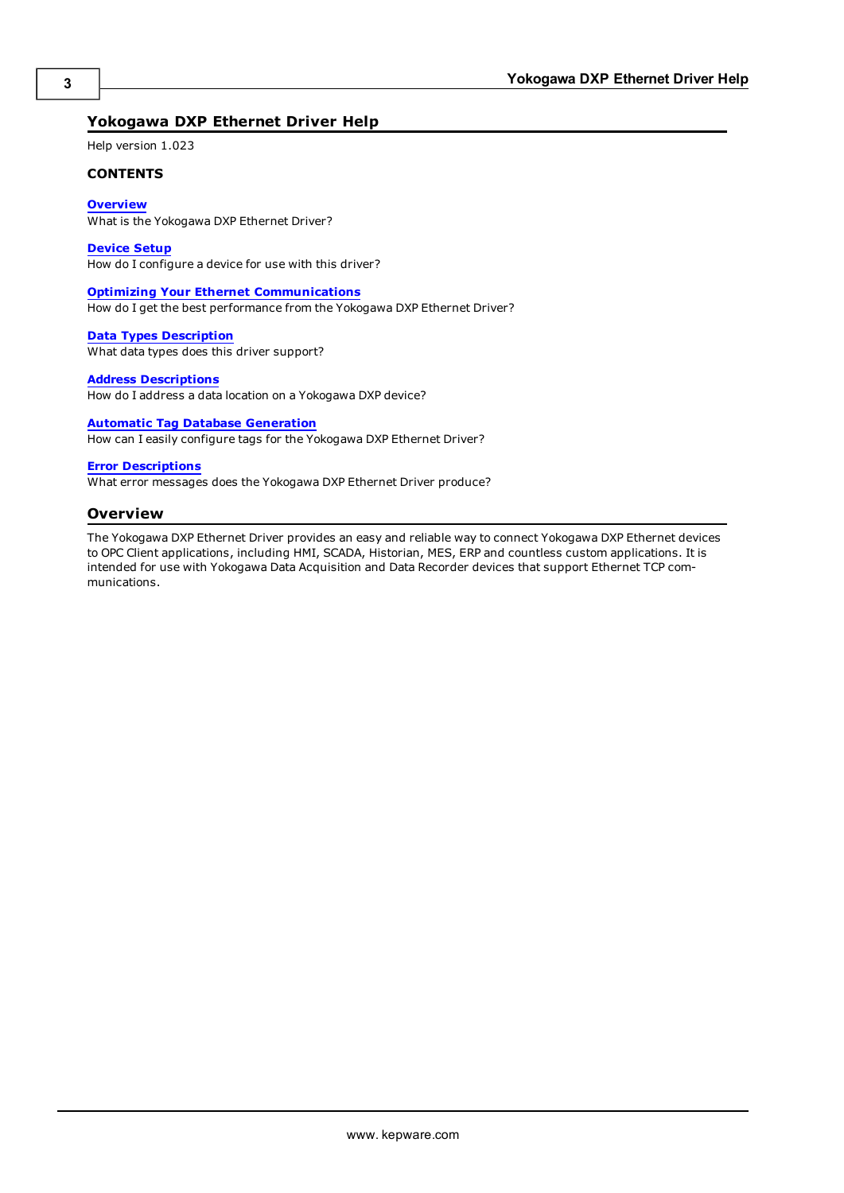# Yokogawa DXP Ethernet Driver Help

Help version 1.023

**CONTENTS**

**Overview**
What is the Yokogawa DXP Ethernet Driver?

**Device Setup**
How do I configure a device for use with this driver?

**Optimizing Your Ethernet Communications**
How do I get the best performance from the Yokogawa DXP Ethernet Driver?

**Data Types Description**
What data types does this driver support?

**Address Descriptions**
How do I address a data location on a Yokogawa DXP device?

**Automatic Tag Database Generation**
How can I easily configure tags for the Yokogawa DXP Ethernet Driver?

**Error Descriptions**
What error messages does the Yokogawa DXP Ethernet Driver produce?

## Overview

The Yokogawa DXP Ethernet Driver provides an easy and reliable way to connect Yokogawa DXP Ethernet devices to OPC Client applications, including HMI, SCADA, Historian, MES, ERP and countless custom applications. It is intended for use with Yokogawa Data Acquisition and Data Recorder devices that support Ethernet TCP communications.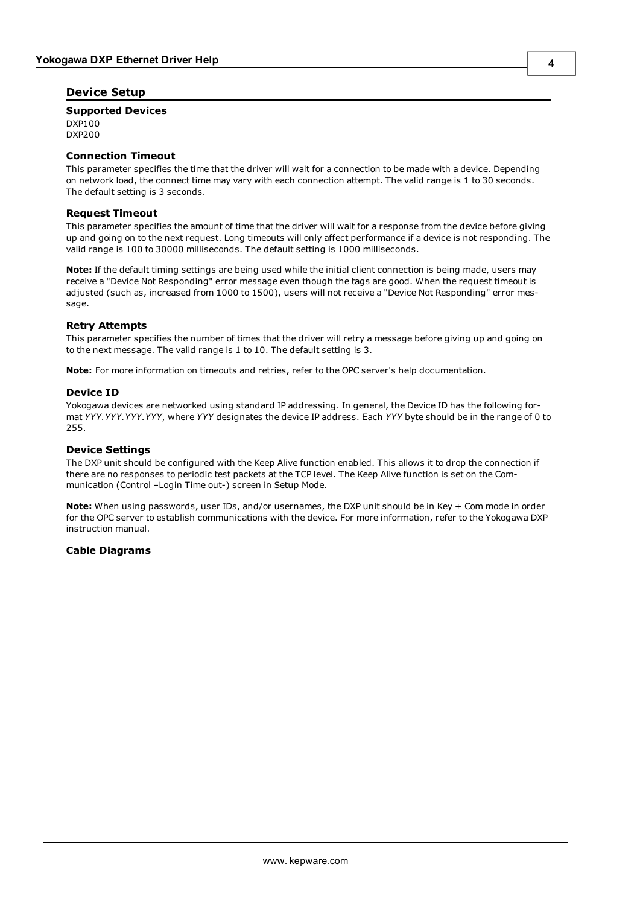## Device Setup

### Supported Devices

DXP100
DXP200

### Connection Timeout

This parameter specifies the time that the driver will wait for a connection to be made with a device. Depending on network load, the connect time may vary with each connection attempt. The valid range is 1 to 30 seconds. The default setting is 3 seconds.

### Request Timeout

This parameter specifies the amount of time that the driver will wait for a response from the device before giving up and going on to the next request. Long timeouts will only affect performance if a device is not responding. The valid range is 100 to 30000 milliseconds. The default setting is 1000 milliseconds.

**Note:** If the default timing settings are being used while the initial client connection is being made, users may receive a "Device Not Responding" error message even though the tags are good. When the request timeout is adjusted (such as, increased from 1000 to 1500), users will not receive a "Device Not Responding" error message.

### Retry Attempts

This parameter specifies the number of times that the driver will retry a message before giving up and going on to the next message. The valid range is 1 to 10. The default setting is 3.

**Note:** For more information on timeouts and retries, refer to the OPC server's help documentation.

### Device ID

Yokogawa devices are networked using standard IP addressing. In general, the Device ID has the following format *YYY.YYY.YYY.YYY*, where *YYY* designates the device IP address. Each *YYY* byte should be in the range of 0 to 255.

### Device Settings

The DXP unit should be configured with the Keep Alive function enabled. This allows it to drop the connection if there are no responses to periodic test packets at the TCP level. The Keep Alive function is set on the Communication (Control –Login Time out-) screen in Setup Mode.

**Note:** When using passwords, user IDs, and/or usernames, the DXP unit should be in Key + Com mode in order for the OPC server to establish communications with the device. For more information, refer to the Yokogawa DXP instruction manual.

### Cable Diagrams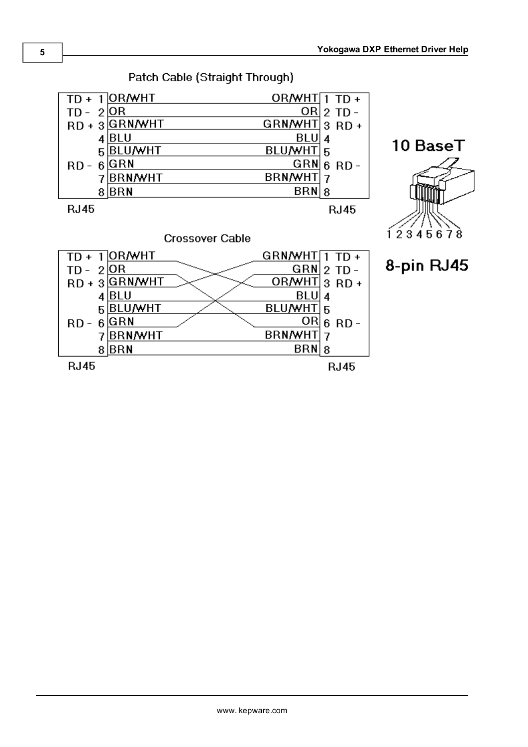Patch Cable (Straight Through)

| Signal | Pin | Color | Color | Pin | Signal |
|---|---|---|---|---|---|
| TD + | 1 | OR/WHT | OR/WHT | 1 | TD + |
| TD - | 2 | OR | OR | 2 | TD - |
| RD + | 3 | GRN/WHT | GRN/WHT | 3 | RD + |
| | 4 | BLU | BLU | 4 | |
| | 5 | BLU/WHT | BLU/WHT | 5 | |
| RD - | 6 | GRN | GRN | 6 | RD - |
| | 7 | BRN/WHT | BRN/WHT | 7 | |
| | 8 | BRN | BRN | 8 | |

RJ45 RJ45

10 BaseT

1 2 3 4 5 6 7 8

8-pin RJ45

Crossover Cable

| Signal | Pin | Color | Color | Pin | Signal |
|---|---|---|---|---|---|
| TD + | 1 | OR/WHT | GRN/WHT | 1 | TD + |
| TD - | 2 | OR | GRN | 2 | TD - |
| RD + | 3 | GRN/WHT | OR/WHT | 3 | RD + |
| | 4 | BLU | BLU | 4 | |
| | 5 | BLU/WHT | BLU/WHT | 5 | |
| RD - | 6 | GRN | OR | 6 | RD - |
| | 7 | BRN/WHT | BRN/WHT | 7 | |
| | 8 | BRN | BRN | 8 | |

RJ45 RJ45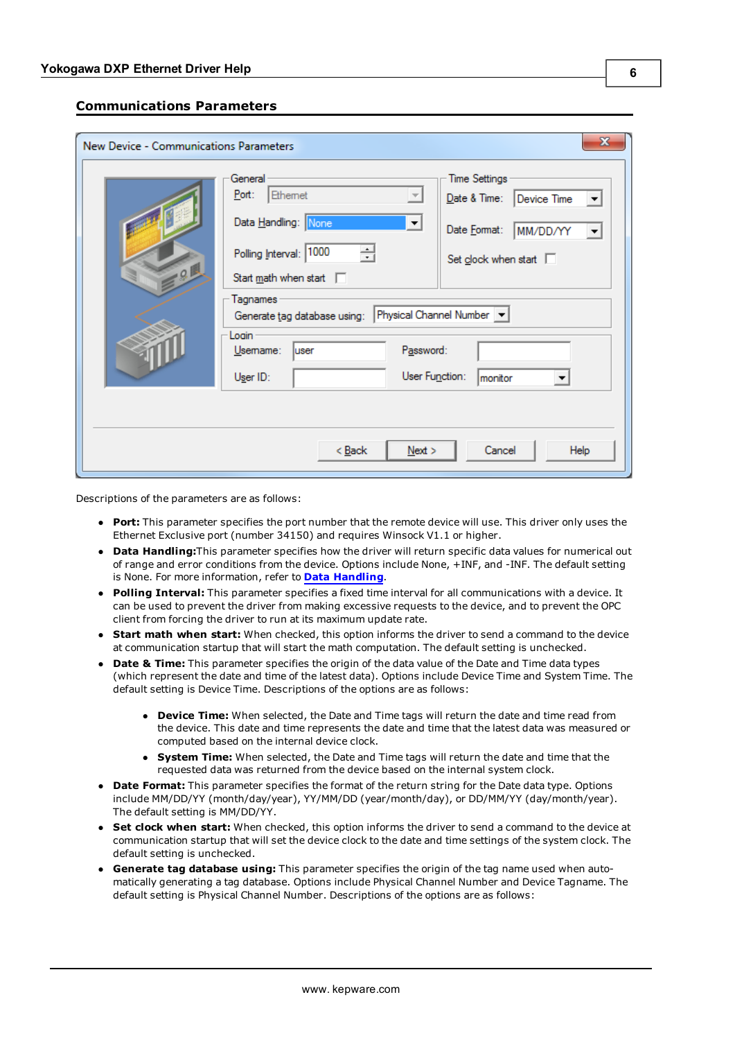## Communications Parameters

Descriptions of the parameters are as follows:

- **Port:** This parameter specifies the port number that the remote device will use. This driver only uses the Ethernet Exclusive port (number 34150) and requires Winsock V1.1 or higher.
- **Data Handling:** This parameter specifies how the driver will return specific data values for numerical out of range and error conditions from the device. Options include None, +INF, and -INF. The default setting is None. For more information, refer to **Data Handling**.
- **Polling Interval:** This parameter specifies a fixed time interval for all communications with a device. It can be used to prevent the driver from making excessive requests to the device, and to prevent the OPC client from forcing the driver to run at its maximum update rate.
- **Start math when start:** When checked, this option informs the driver to send a command to the device at communication startup that will start the math computation. The default setting is unchecked.
- **Date & Time:** This parameter specifies the origin of the data value of the Date and Time data types (which represent the date and time of the latest data). Options include Device Time and System Time. The default setting is Device Time. Descriptions of the options are as follows:
    - **Device Time:** When selected, the Date and Time tags will return the date and time read from the device. This date and time represents the date and time that the latest data was measured or computed based on the internal device clock.
    - **System Time:** When selected, the Date and Time tags will return the date and time that the requested data was returned from the device based on the internal system clock.
- **Date Format:** This parameter specifies the format of the return string for the Date data type. Options include MM/DD/YY (month/day/year), YY/MM/DD (year/month/day), or DD/MM/YY (day/month/year). The default setting is MM/DD/YY.
- **Set clock when start:** When checked, this option informs the driver to send a command to the device at communication startup that will set the device clock to the date and time settings of the system clock. The default setting is unchecked.
- **Generate tag database using:** This parameter specifies the origin of the tag name used when automatically generating a tag database. Options include Physical Channel Number and Device Tagname. The default setting is Physical Channel Number. Descriptions of the options are as follows: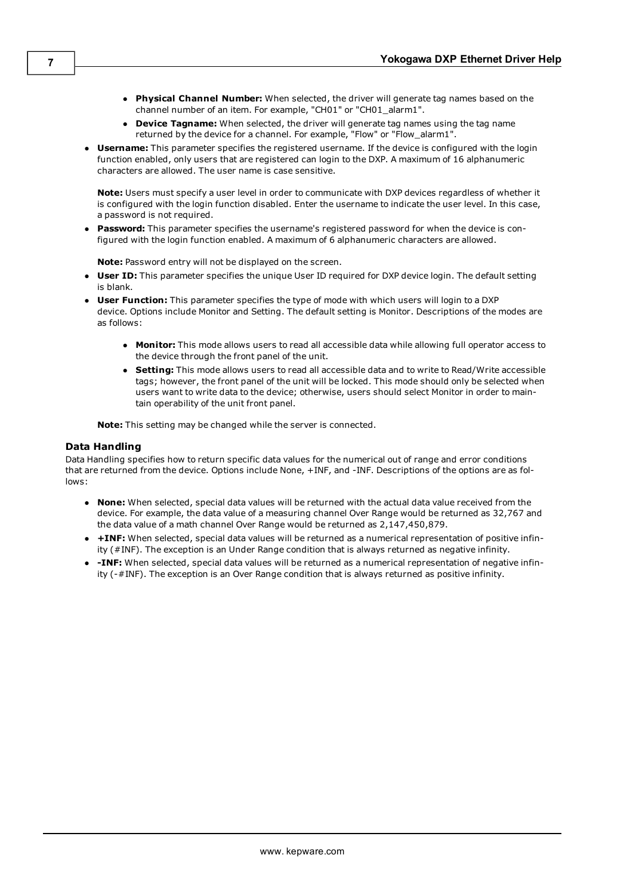- **Physical Channel Number:** When selected, the driver will generate tag names based on the channel number of an item. For example, "CH01" or "CH01_alarm1".
- **Device Tagname:** When selected, the driver will generate tag names using the tag name returned by the device for a channel. For example, "Flow" or "Flow_alarm1".

- **Username:** This parameter specifies the registered username. If the device is configured with the login function enabled, only users that are registered can login to the DXP. A maximum of 16 alphanumeric characters are allowed. The user name is case sensitive.

  **Note:** Users must specify a user level in order to communicate with DXP devices regardless of whether it is configured with the login function disabled. Enter the username to indicate the user level. In this case, a password is not required.

- **Password:** This parameter specifies the username's registered password for when the device is configured with the login function enabled. A maximum of 6 alphanumeric characters are allowed.

  **Note:** Password entry will not be displayed on the screen.

- **User ID:** This parameter specifies the unique User ID required for DXP device login. The default setting is blank.
- **User Function:** This parameter specifies the type of mode with which users will login to a DXP device. Options include Monitor and Setting. The default setting is Monitor. Descriptions of the modes are as follows:

  - **Monitor:** This mode allows users to read all accessible data while allowing full operator access to the device through the front panel of the unit.
  - **Setting:** This mode allows users to read all accessible data and to write to Read/Write accessible tags; however, the front panel of the unit will be locked. This mode should only be selected when users want to write data to the device; otherwise, users should select Monitor in order to maintain operability of the unit front panel.

  **Note:** This setting may be changed while the server is connected.

### Data Handling

Data Handling specifies how to return specific data values for the numerical out of range and error conditions that are returned from the device. Options include None, +INF, and -INF. Descriptions of the options are as follows:

- **None:** When selected, special data values will be returned with the actual data value received from the device. For example, the data value of a measuring channel Over Range would be returned as 32,767 and the data value of a math channel Over Range would be returned as 2,147,450,879.
- **+INF:** When selected, special data values will be returned as a numerical representation of positive infinity (#INF). The exception is an Under Range condition that is always returned as negative infinity.
- **-INF:** When selected, special data values will be returned as a numerical representation of negative infinity (-#INF). The exception is an Over Range condition that is always returned as positive infinity.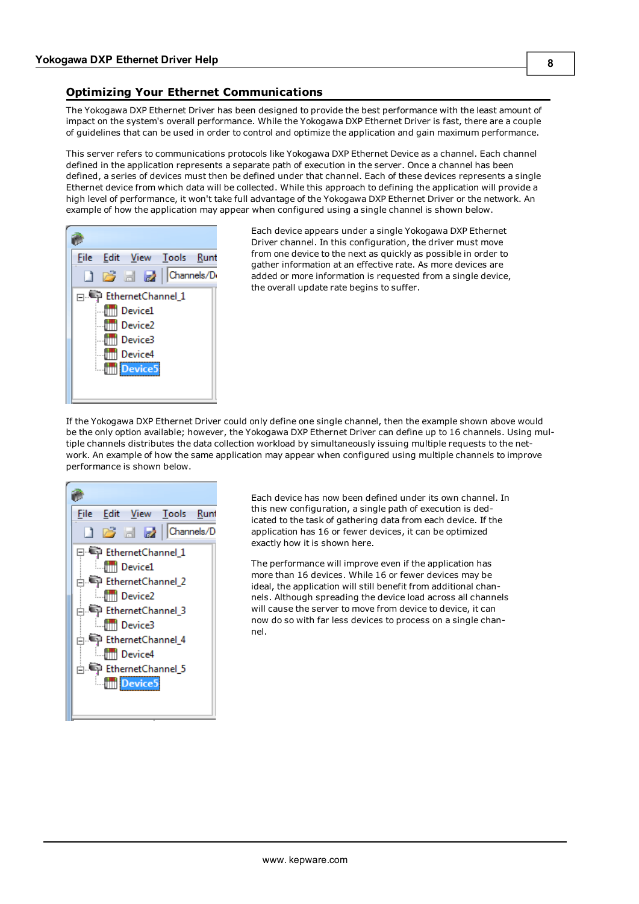## Optimizing Your Ethernet Communications

The Yokogawa DXP Ethernet Driver has been designed to provide the best performance with the least amount of impact on the system's overall performance. While the Yokogawa DXP Ethernet Driver is fast, there are a couple of guidelines that can be used in order to control and optimize the application and gain maximum performance.

This server refers to communications protocols like Yokogawa DXP Ethernet Device as a channel. Each channel defined in the application represents a separate path of execution in the server. Once a channel has been defined, a series of devices must then be defined under that channel. Each of these devices represents a single Ethernet device from which data will be collected. While this approach to defining the application will provide a high level of performance, it won't take full advantage of the Yokogawa DXP Ethernet Driver or the network. An example of how the application may appear when configured using a single channel is shown below.

Each device appears under a single Yokogawa DXP Ethernet Driver channel. In this configuration, the driver must move from one device to the next as quickly as possible in order to gather information at an effective rate. As more devices are added or more information is requested from a single device, the overall update rate begins to suffer.

If the Yokogawa DXP Ethernet Driver could only define one single channel, then the example shown above would be the only option available; however, the Yokogawa DXP Ethernet Driver can define up to 16 channels. Using multiple channels distributes the data collection workload by simultaneously issuing multiple requests to the network. An example of how the same application may appear when configured using multiple channels to improve performance is shown below.

Each device has now been defined under its own channel. In this new configuration, a single path of execution is dedicated to the task of gathering data from each device. If the application has 16 or fewer devices, it can be optimized exactly how it is shown here.

The performance will improve even if the application has more than 16 devices. While 16 or fewer devices may be ideal, the application will still benefit from additional channels. Although spreading the device load across all channels will cause the server to move from device to device, it can now do so with far less devices to process on a single channel.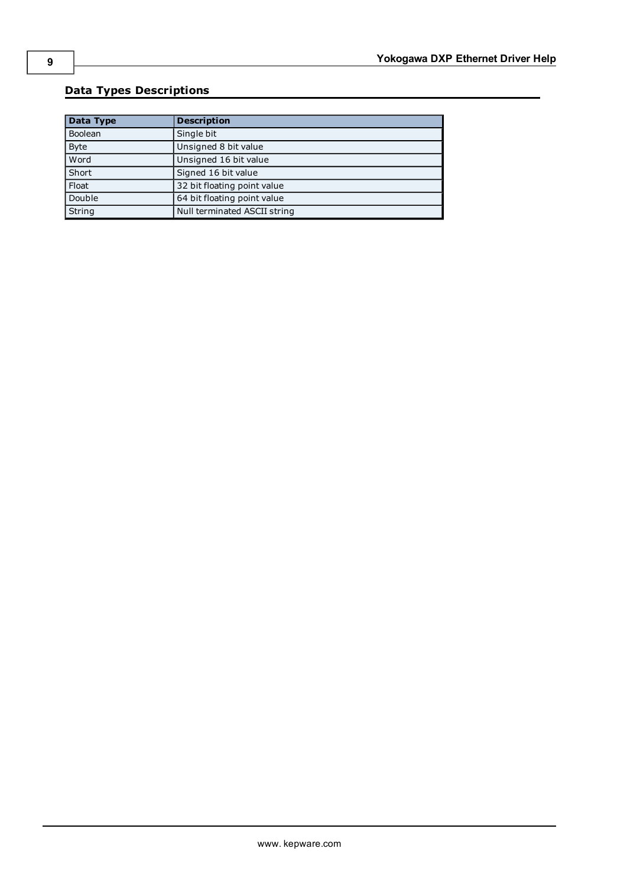## Data Types Descriptions

| Data Type | Description |
|---|---|
| Boolean | Single bit |
| Byte | Unsigned 8 bit value |
| Word | Unsigned 16 bit value |
| Short | Signed 16 bit value |
| Float | 32 bit floating point value |
| Double | 64 bit floating point value |
| String | Null terminated ASCII string |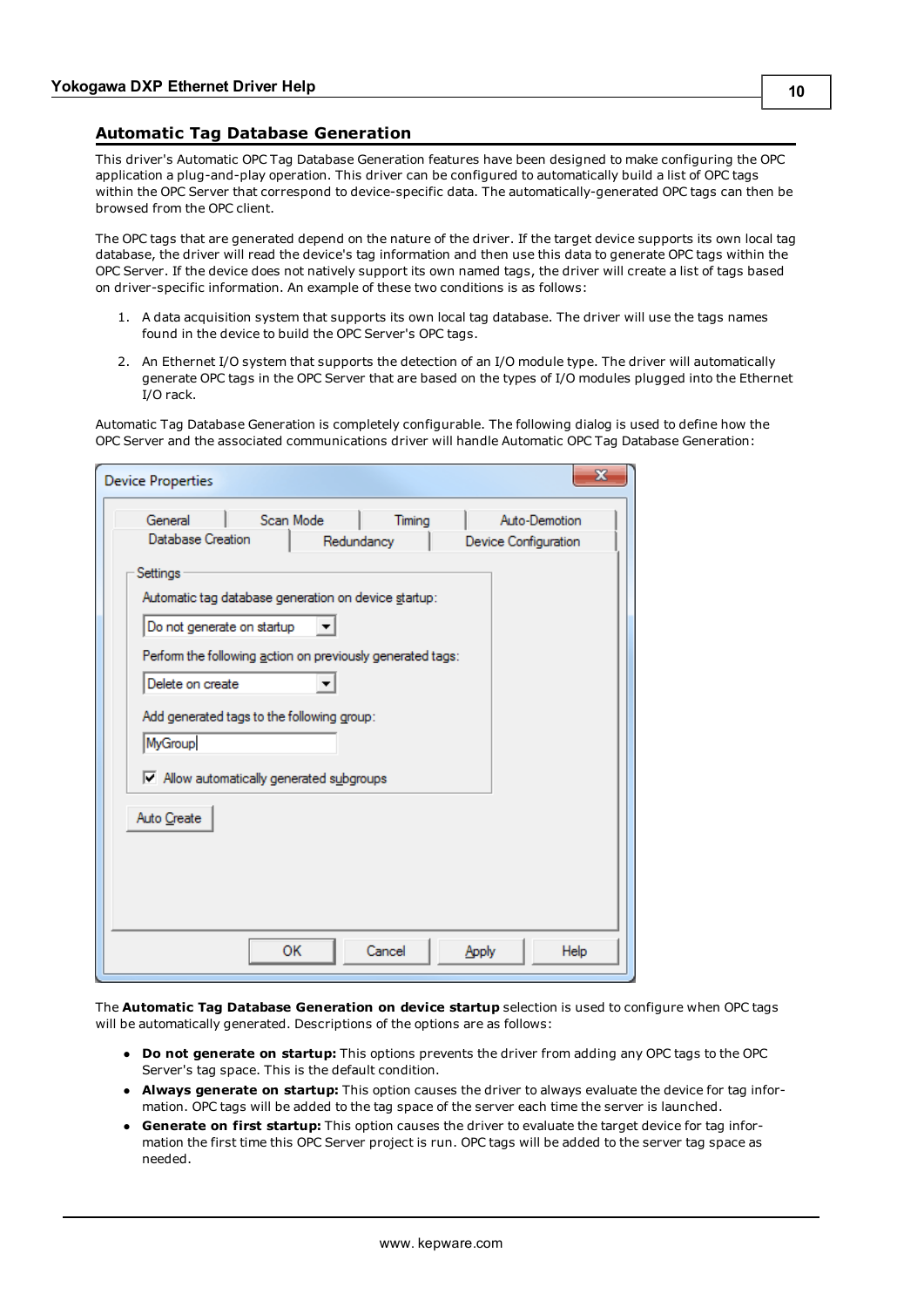## Automatic Tag Database Generation

This driver's Automatic OPC Tag Database Generation features have been designed to make configuring the OPC application a plug-and-play operation. This driver can be configured to automatically build a list of OPC tags within the OPC Server that correspond to device-specific data. The automatically-generated OPC tags can then be browsed from the OPC client.

The OPC tags that are generated depend on the nature of the driver. If the target device supports its own local tag database, the driver will read the device's tag information and then use this data to generate OPC tags within the OPC Server. If the device does not natively support its own named tags, the driver will create a list of tags based on driver-specific information. An example of these two conditions is as follows:

1. A data acquisition system that supports its own local tag database. The driver will use the tags names found in the device to build the OPC Server's OPC tags.
2. An Ethernet I/O system that supports the detection of an I/O module type. The driver will automatically generate OPC tags in the OPC Server that are based on the types of I/O modules plugged into the Ethernet I/O rack.

Automatic Tag Database Generation is completely configurable. The following dialog is used to define how the OPC Server and the associated communications driver will handle Automatic OPC Tag Database Generation:

The **Automatic Tag Database Generation on device startup** selection is used to configure when OPC tags will be automatically generated. Descriptions of the options are as follows:

- **Do not generate on startup:** This options prevents the driver from adding any OPC tags to the OPC Server's tag space. This is the default condition.
- **Always generate on startup:** This option causes the driver to always evaluate the device for tag information. OPC tags will be added to the tag space of the server each time the server is launched.
- **Generate on first startup:** This option causes the driver to evaluate the target device for tag information the first time this OPC Server project is run. OPC tags will be added to the server tag space as needed.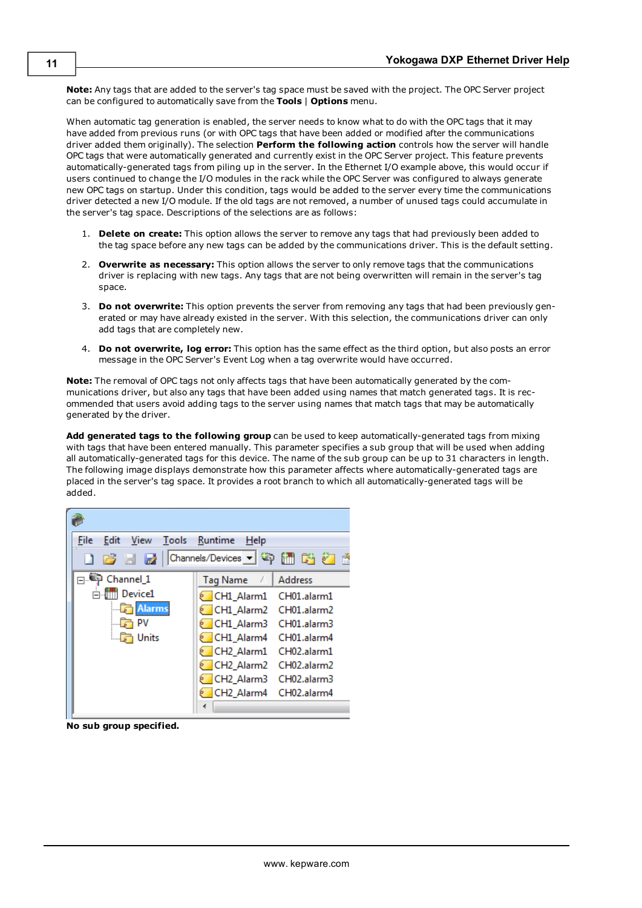**Note:** Any tags that are added to the server's tag space must be saved with the project. The OPC Server project can be configured to automatically save from the **Tools** | **Options** menu.

When automatic tag generation is enabled, the server needs to know what to do with the OPC tags that it may have added from previous runs (or with OPC tags that have been added or modified after the communications driver added them originally). The selection **Perform the following action** controls how the server will handle OPC tags that were automatically generated and currently exist in the OPC Server project. This feature prevents automatically-generated tags from piling up in the server. In the Ethernet I/O example above, this would occur if users continued to change the I/O modules in the rack while the OPC Server was configured to always generate new OPC tags on startup. Under this condition, tags would be added to the server every time the communications driver detected a new I/O module. If the old tags are not removed, a number of unused tags could accumulate in the server's tag space. Descriptions of the selections are as follows:

1. **Delete on create:** This option allows the server to remove any tags that had previously been added to the tag space before any new tags can be added by the communications driver. This is the default setting.
2. **Overwrite as necessary:** This option allows the server to only remove tags that the communications driver is replacing with new tags. Any tags that are not being overwritten will remain in the server's tag space.
3. **Do not overwrite:** This option prevents the server from removing any tags that had been previously generated or may have already existed in the server. With this selection, the communications driver can only add tags that are completely new.
4. **Do not overwrite, log error:** This option has the same effect as the third option, but also posts an error message in the OPC Server's Event Log when a tag overwrite would have occurred.

**Note:** The removal of OPC tags not only affects tags that have been automatically generated by the communications driver, but also any tags that have been added using names that match generated tags. It is recommended that users avoid adding tags to the server using names that match tags that may be automatically generated by the driver.

**Add generated tags to the following group** can be used to keep automatically-generated tags from mixing with tags that have been entered manually. This parameter specifies a sub group that will be used when adding all automatically-generated tags for this device. The name of the sub group can be up to 31 characters in length. The following image displays demonstrate how this parameter affects where automatically-generated tags are placed in the server's tag space. It provides a root branch to which all automatically-generated tags will be added.

**No sub group specified.**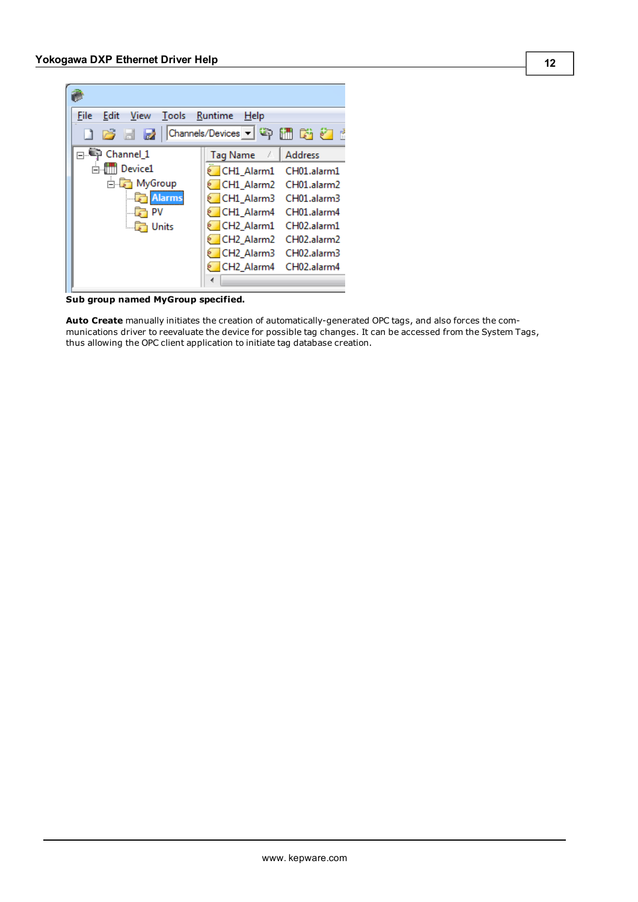**Sub group named MyGroup specified.**

**Auto Create** manually initiates the creation of automatically-generated OPC tags, and also forces the communications driver to reevaluate the device for possible tag changes. It can be accessed from the System Tags, thus allowing the OPC client application to initiate tag database creation.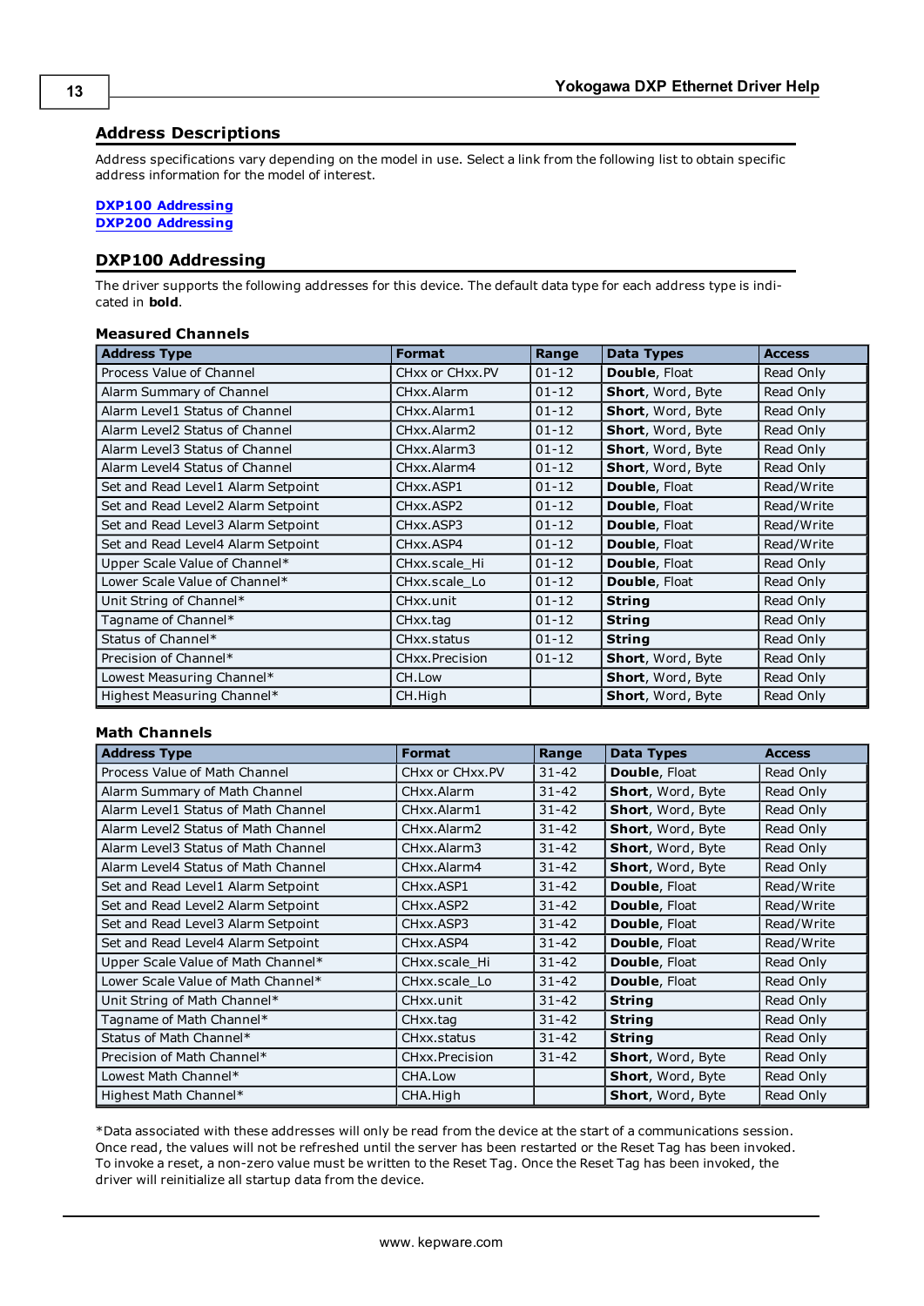## Address Descriptions

Address specifications vary depending on the model in use. Select a link from the following list to obtain specific address information for the model of interest.

**DXP100 Addressing**
**DXP200 Addressing**

## DXP100 Addressing

The driver supports the following addresses for this device. The default data type for each address type is indicated in **bold**.

### Measured Channels

| Address Type | Format | Range | Data Types | Access |
|---|---|---|---|---|
| Process Value of Channel | CHxx or CHxx.PV | 01-12 | **Double**, Float | Read Only |
| Alarm Summary of Channel | CHxx.Alarm | 01-12 | **Short**, Word, Byte | Read Only |
| Alarm Level1 Status of Channel | CHxx.Alarm1 | 01-12 | **Short**, Word, Byte | Read Only |
| Alarm Level2 Status of Channel | CHxx.Alarm2 | 01-12 | **Short**, Word, Byte | Read Only |
| Alarm Level3 Status of Channel | CHxx.Alarm3 | 01-12 | **Short**, Word, Byte | Read Only |
| Alarm Level4 Status of Channel | CHxx.Alarm4 | 01-12 | **Short**, Word, Byte | Read Only |
| Set and Read Level1 Alarm Setpoint | CHxx.ASP1 | 01-12 | **Double**, Float | Read/Write |
| Set and Read Level2 Alarm Setpoint | CHxx.ASP2 | 01-12 | **Double**, Float | Read/Write |
| Set and Read Level3 Alarm Setpoint | CHxx.ASP3 | 01-12 | **Double**, Float | Read/Write |
| Set and Read Level4 Alarm Setpoint | CHxx.ASP4 | 01-12 | **Double**, Float | Read/Write |
| Upper Scale Value of Channel* | CHxx.scale_Hi | 01-12 | **Double**, Float | Read Only |
| Lower Scale Value of Channel* | CHxx.scale_Lo | 01-12 | **Double**, Float | Read Only |
| Unit String of Channel* | CHxx.unit | 01-12 | **String** | Read Only |
| Tagname of Channel* | CHxx.tag | 01-12 | **String** | Read Only |
| Status of Channel* | CHxx.status | 01-12 | **String** | Read Only |
| Precision of Channel* | CHxx.Precision | 01-12 | **Short**, Word, Byte | Read Only |
| Lowest Measuring Channel* | CH.Low | | **Short**, Word, Byte | Read Only |
| Highest Measuring Channel* | CH.High | | **Short**, Word, Byte | Read Only |

### Math Channels

| Address Type | Format | Range | Data Types | Access |
|---|---|---|---|---|
| Process Value of Math Channel | CHxx or CHxx.PV | 31-42 | **Double**, Float | Read Only |
| Alarm Summary of Math Channel | CHxx.Alarm | 31-42 | **Short**, Word, Byte | Read Only |
| Alarm Level1 Status of Math Channel | CHxx.Alarm1 | 31-42 | **Short**, Word, Byte | Read Only |
| Alarm Level2 Status of Math Channel | CHxx.Alarm2 | 31-42 | **Short**, Word, Byte | Read Only |
| Alarm Level3 Status of Math Channel | CHxx.Alarm3 | 31-42 | **Short**, Word, Byte | Read Only |
| Alarm Level4 Status of Math Channel | CHxx.Alarm4 | 31-42 | **Short**, Word, Byte | Read Only |
| Set and Read Level1 Alarm Setpoint | CHxx.ASP1 | 31-42 | **Double**, Float | Read/Write |
| Set and Read Level2 Alarm Setpoint | CHxx.ASP2 | 31-42 | **Double**, Float | Read/Write |
| Set and Read Level3 Alarm Setpoint | CHxx.ASP3 | 31-42 | **Double**, Float | Read/Write |
| Set and Read Level4 Alarm Setpoint | CHxx.ASP4 | 31-42 | **Double**, Float | Read/Write |
| Upper Scale Value of Math Channel* | CHxx.scale_Hi | 31-42 | **Double**, Float | Read Only |
| Lower Scale Value of Math Channel* | CHxx.scale_Lo | 31-42 | **Double**, Float | Read Only |
| Unit String of Math Channel* | CHxx.unit | 31-42 | **String** | Read Only |
| Tagname of Math Channel* | CHxx.tag | 31-42 | **String** | Read Only |
| Status of Math Channel* | CHxx.status | 31-42 | **String** | Read Only |
| Precision of Math Channel* | CHxx.Precision | 31-42 | **Short**, Word, Byte | Read Only |
| Lowest Math Channel* | CHA.Low | | **Short**, Word, Byte | Read Only |
| Highest Math Channel* | CHA.High | | **Short**, Word, Byte | Read Only |

*Data associated with these addresses will only be read from the device at the start of a communications session. Once read, the values will not be refreshed until the server has been restarted or the Reset Tag has been invoked. To invoke a reset, a non-zero value must be written to the Reset Tag. Once the Reset Tag has been invoked, the driver will reinitialize all startup data from the device.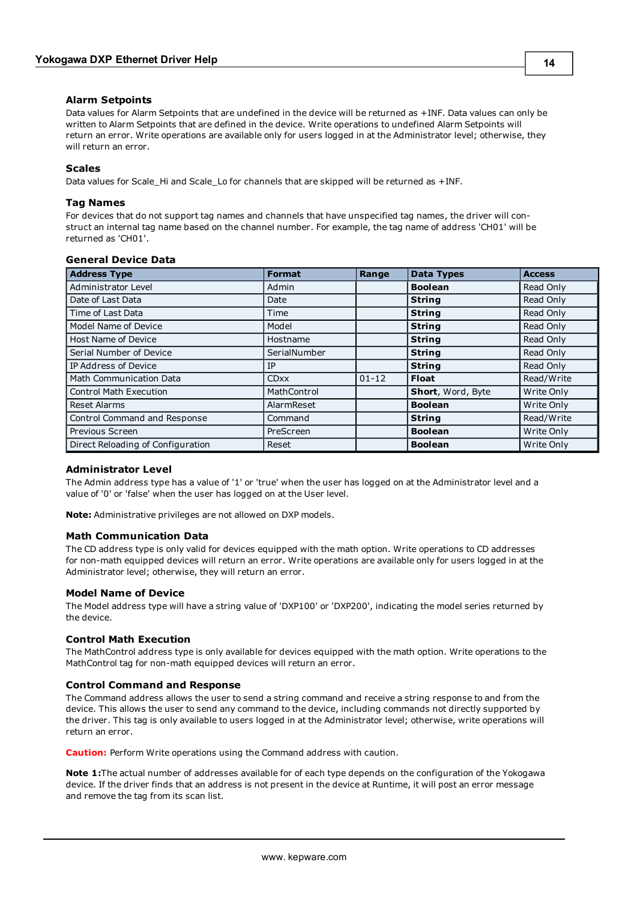### Alarm Setpoints

Data values for Alarm Setpoints that are undefined in the device will be returned as +INF. Data values can only be written to Alarm Setpoints that are defined in the device. Write operations to undefined Alarm Setpoints will return an error. Write operations are available only for users logged in at the Administrator level; otherwise, they will return an error.

### Scales

Data values for Scale_Hi and Scale_Lo for channels that are skipped will be returned as +INF.

### Tag Names

For devices that do not support tag names and channels that have unspecified tag names, the driver will construct an internal tag name based on the channel number. For example, the tag name of address 'CH01' will be returned as 'CH01'.

### General Device Data

| Address Type | Format | Range | Data Types | Access |
|---|---|---|---|---|
| Administrator Level | Admin | | **Boolean** | Read Only |
| Date of Last Data | Date | | **String** | Read Only |
| Time of Last Data | Time | | **String** | Read Only |
| Model Name of Device | Model | | **String** | Read Only |
| Host Name of Device | Hostname | | **String** | Read Only |
| Serial Number of Device | SerialNumber | | **String** | Read Only |
| IP Address of Device | IP | | **String** | Read Only |
| Math Communication Data | CDxx | 01-12 | **Float** | Read/Write |
| Control Math Execution | MathControl | | **Short**, Word, Byte | Write Only |
| Reset Alarms | AlarmReset | | **Boolean** | Write Only |
| Control Command and Response | Command | | **String** | Read/Write |
| Previous Screen | PreScreen | | **Boolean** | Write Only |
| Direct Reloading of Configuration | Reset | | **Boolean** | Write Only |

### Administrator Level

The Admin address type has a value of '1' or 'true' when the user has logged on at the Administrator level and a value of '0' or 'false' when the user has logged on at the User level.

**Note:** Administrative privileges are not allowed on DXP models.

### Math Communication Data

The CD address type is only valid for devices equipped with the math option. Write operations to CD addresses for non-math equipped devices will return an error. Write operations are available only for users logged in at the Administrator level; otherwise, they will return an error.

### Model Name of Device

The Model address type will have a string value of 'DXP100' or 'DXP200', indicating the model series returned by the device.

### Control Math Execution

The MathControl address type is only available for devices equipped with the math option. Write operations to the MathControl tag for non-math equipped devices will return an error.

### Control Command and Response

The Command address allows the user to send a string command and receive a string response to and from the device. This allows the user to send any command to the device, including commands not directly supported by the driver. This tag is only available to users logged in at the Administrator level; otherwise, write operations will return an error.

**Caution:** Perform Write operations using the Command address with caution.

**Note 1:**The actual number of addresses available for of each type depends on the configuration of the Yokogawa device. If the driver finds that an address is not present in the device at Runtime, it will post an error message and remove the tag from its scan list.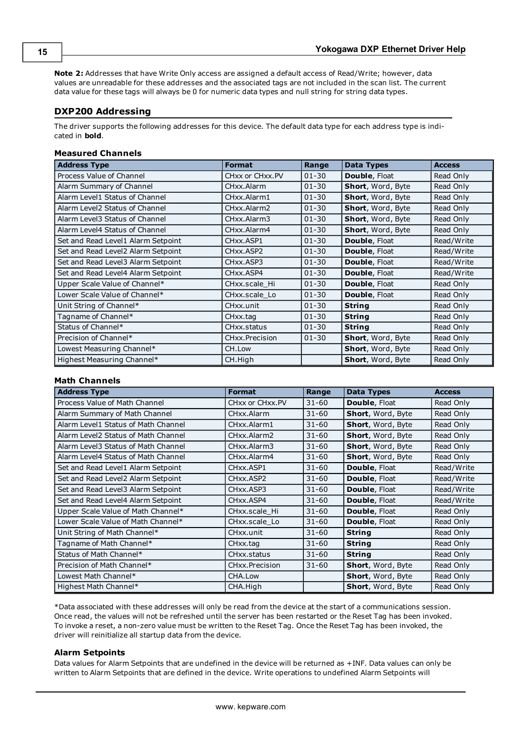**Note 2:** Addresses that have Write Only access are assigned a default access of Read/Write; however, data values are unreadable for these addresses and the associated tags are not included in the scan list. The current data value for these tags will always be 0 for numeric data types and null string for string data types.

## DXP200 Addressing

The driver supports the following addresses for this device. The default data type for each address type is indicated in **bold**.

### Measured Channels

| Address Type | Format | Range | Data Types | Access |
|---|---|---|---|---|
| Process Value of Channel | CHxx or CHxx.PV | 01-30 | **Double**, Float | Read Only |
| Alarm Summary of Channel | CHxx.Alarm | 01-30 | **Short**, Word, Byte | Read Only |
| Alarm Level1 Status of Channel | CHxx.Alarm1 | 01-30 | **Short**, Word, Byte | Read Only |
| Alarm Level2 Status of Channel | CHxx.Alarm2 | 01-30 | **Short**, Word, Byte | Read Only |
| Alarm Level3 Status of Channel | CHxx.Alarm3 | 01-30 | **Short**, Word, Byte | Read Only |
| Alarm Level4 Status of Channel | CHxx.Alarm4 | 01-30 | **Short**, Word, Byte | Read Only |
| Set and Read Level1 Alarm Setpoint | CHxx.ASP1 | 01-30 | **Double**, Float | Read/Write |
| Set and Read Level2 Alarm Setpoint | CHxx.ASP2 | 01-30 | **Double**, Float | Read/Write |
| Set and Read Level3 Alarm Setpoint | CHxx.ASP3 | 01-30 | **Double**, Float | Read/Write |
| Set and Read Level4 Alarm Setpoint | CHxx.ASP4 | 01-30 | **Double**, Float | Read/Write |
| Upper Scale Value of Channel* | CHxx.scale_Hi | 01-30 | **Double**, Float | Read Only |
| Lower Scale Value of Channel* | CHxx.scale_Lo | 01-30 | **Double**, Float | Read Only |
| Unit String of Channel* | CHxx.unit | 01-30 | **String** | Read Only |
| Tagname of Channel* | CHxx.tag | 01-30 | **String** | Read Only |
| Status of Channel* | CHxx.status | 01-30 | **String** | Read Only |
| Precision of Channel* | CHxx.Precision | 01-30 | **Short**, Word, Byte | Read Only |
| Lowest Measuring Channel* | CH.Low | | **Short**, Word, Byte | Read Only |
| Highest Measuring Channel* | CH.High | | **Short**, Word, Byte | Read Only |

### Math Channels

| Address Type | Format | Range | Data Types | Access |
|---|---|---|---|---|
| Process Value of Math Channel | CHxx or CHxx.PV | 31-60 | **Double**, Float | Read Only |
| Alarm Summary of Math Channel | CHxx.Alarm | 31-60 | **Short**, Word, Byte | Read Only |
| Alarm Level1 Status of Math Channel | CHxx.Alarm1 | 31-60 | **Short**, Word, Byte | Read Only |
| Alarm Level2 Status of Math Channel | CHxx.Alarm2 | 31-60 | **Short**, Word, Byte | Read Only |
| Alarm Level3 Status of Math Channel | CHxx.Alarm3 | 31-60 | **Short**, Word, Byte | Read Only |
| Alarm Level4 Status of Math Channel | CHxx.Alarm4 | 31-60 | **Short**, Word, Byte | Read Only |
| Set and Read Level1 Alarm Setpoint | CHxx.ASP1 | 31-60 | **Double**, Float | Read/Write |
| Set and Read Level2 Alarm Setpoint | CHxx.ASP2 | 31-60 | **Double**, Float | Read/Write |
| Set and Read Level3 Alarm Setpoint | CHxx.ASP3 | 31-60 | **Double**, Float | Read/Write |
| Set and Read Level4 Alarm Setpoint | CHxx.ASP4 | 31-60 | **Double**, Float | Read/Write |
| Upper Scale Value of Math Channel* | CHxx.scale_Hi | 31-60 | **Double**, Float | Read Only |
| Lower Scale Value of Math Channel* | CHxx.scale_Lo | 31-60 | **Double**, Float | Read Only |
| Unit String of Math Channel* | CHxx.unit | 31-60 | **String** | Read Only |
| Tagname of Math Channel* | CHxx.tag | 31-60 | **String** | Read Only |
| Status of Math Channel* | CHxx.status | 31-60 | **String** | Read Only |
| Precision of Math Channel* | CHxx.Precision | 31-60 | **Short**, Word, Byte | Read Only |
| Lowest Math Channel* | CHA.Low | | **Short**, Word, Byte | Read Only |
| Highest Math Channel* | CHA.High | | **Short**, Word, Byte | Read Only |

*Data associated with these addresses will only be read from the device at the start of a communications session. Once read, the values will not be refreshed until the server has been restarted or the Reset Tag has been invoked. To invoke a reset, a non-zero value must be written to the Reset Tag. Once the Reset Tag has been invoked, the driver will reinitialize all startup data from the device.

### Alarm Setpoints

Data values for Alarm Setpoints that are undefined in the device will be returned as +INF. Data values can only be written to Alarm Setpoints that are defined in the device. Write operations to undefined Alarm Setpoints will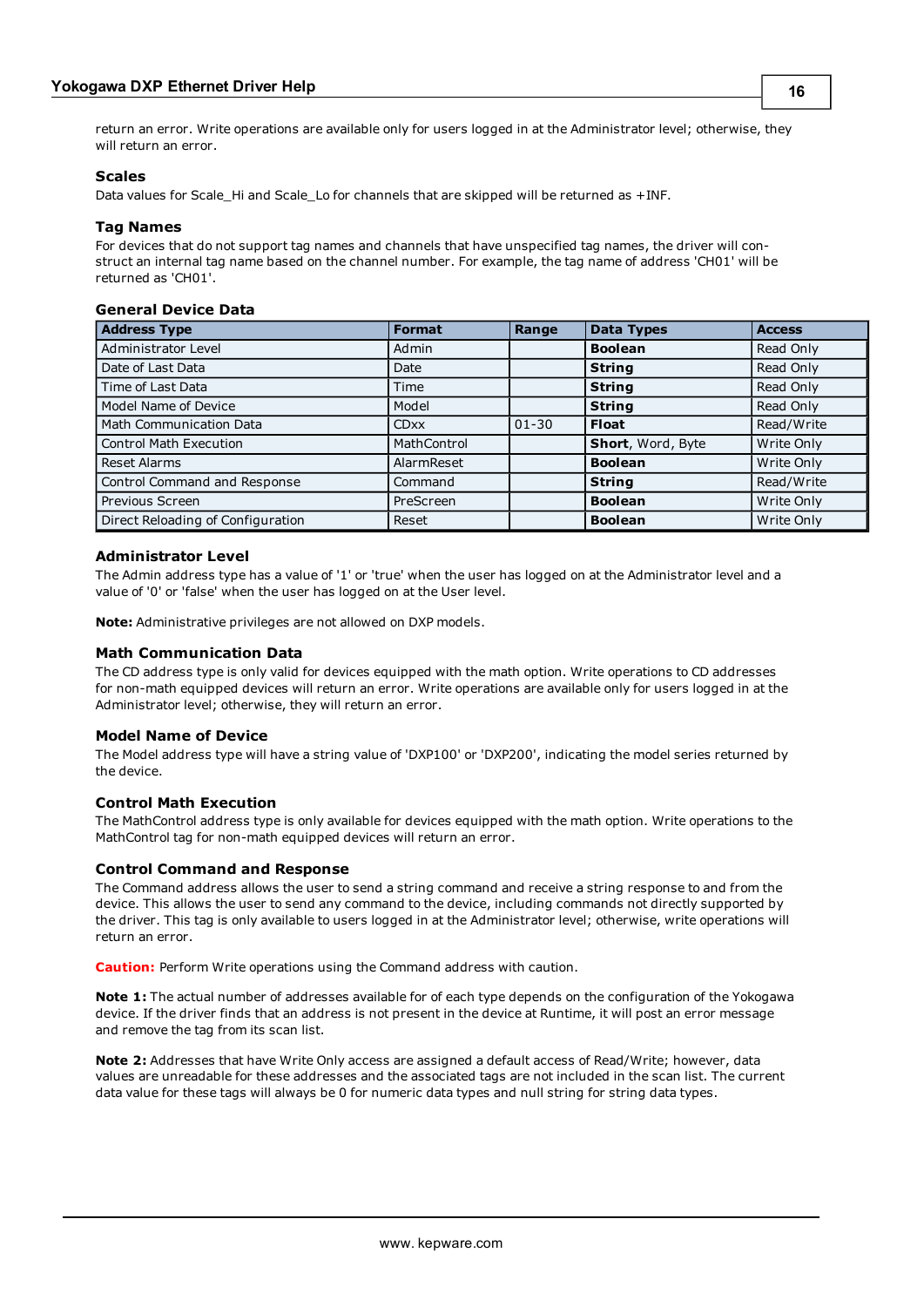return an error. Write operations are available only for users logged in at the Administrator level; otherwise, they will return an error.

### Scales

Data values for Scale_Hi and Scale_Lo for channels that are skipped will be returned as +INF.

### Tag Names

For devices that do not support tag names and channels that have unspecified tag names, the driver will construct an internal tag name based on the channel number. For example, the tag name of address 'CH01' will be returned as 'CH01'.

### General Device Data

| Address Type | Format | Range | Data Types | Access |
|---|---|---|---|---|
| Administrator Level | Admin | | **Boolean** | Read Only |
| Date of Last Data | Date | | **String** | Read Only |
| Time of Last Data | Time | | **String** | Read Only |
| Model Name of Device | Model | | **String** | Read Only |
| Math Communication Data | CDxx | 01-30 | **Float** | Read/Write |
| Control Math Execution | MathControl | | **Short**, Word, Byte | Write Only |
| Reset Alarms | AlarmReset | | **Boolean** | Write Only |
| Control Command and Response | Command | | **String** | Read/Write |
| Previous Screen | PreScreen | | **Boolean** | Write Only |
| Direct Reloading of Configuration | Reset | | **Boolean** | Write Only |

### Administrator Level

The Admin address type has a value of '1' or 'true' when the user has logged on at the Administrator level and a value of '0' or 'false' when the user has logged on at the User level.

**Note:** Administrative privileges are not allowed on DXP models.

### Math Communication Data

The CD address type is only valid for devices equipped with the math option. Write operations to CD addresses for non-math equipped devices will return an error. Write operations are available only for users logged in at the Administrator level; otherwise, they will return an error.

### Model Name of Device

The Model address type will have a string value of 'DXP100' or 'DXP200', indicating the model series returned by the device.

### Control Math Execution

The MathControl address type is only available for devices equipped with the math option. Write operations to the MathControl tag for non-math equipped devices will return an error.

### Control Command and Response

The Command address allows the user to send a string command and receive a string response to and from the device. This allows the user to send any command to the device, including commands not directly supported by the driver. This tag is only available to users logged in at the Administrator level; otherwise, write operations will return an error.

**Caution:** Perform Write operations using the Command address with caution.

**Note 1:** The actual number of addresses available for of each type depends on the configuration of the Yokogawa device. If the driver finds that an address is not present in the device at Runtime, it will post an error message and remove the tag from its scan list.

**Note 2:** Addresses that have Write Only access are assigned a default access of Read/Write; however, data values are unreadable for these addresses and the associated tags are not included in the scan list. The current data value for these tags will always be 0 for numeric data types and null string for string data types.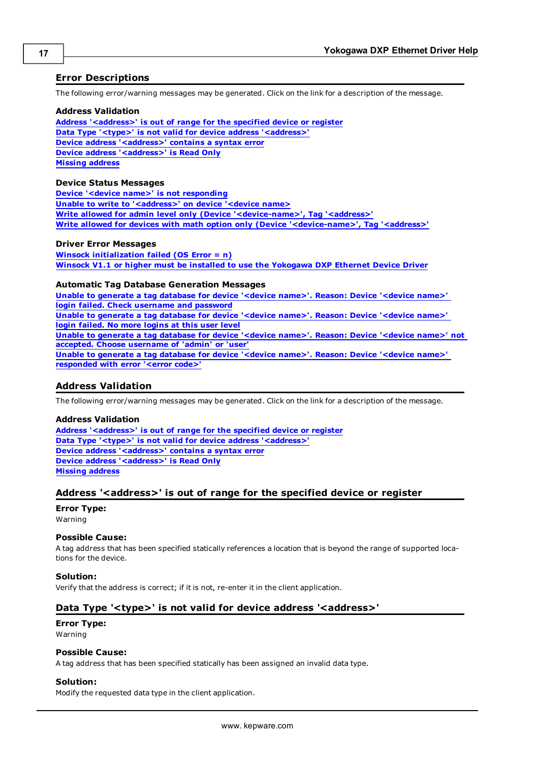## Error Descriptions

The following error/warning messages may be generated. Click on the link for a description of the message.

### Address Validation

Address '<address>' is out of range for the specified device or register
Data Type '<type>' is not valid for device address '<address>'
Device address '<address>' contains a syntax error
Device address '<address>' is Read Only
Missing address

### Device Status Messages

Device '<device name>' is not responding
Unable to write to '<address>' on device '<device name>
Write allowed for admin level only (Device '<device-name>', Tag '<address>'
Write allowed for devices with math option only (Device '<device-name>', Tag '<address>'

### Driver Error Messages

Winsock initialization failed (OS Error = n)
Winsock V1.1 or higher must be installed to use the Yokogawa DXP Ethernet Device Driver

### Automatic Tag Database Generation Messages

Unable to generate a tag database for device '<device name>'. Reason: Device '<device name>' login failed. Check username and password
Unable to generate a tag database for device '<device name>'. Reason: Device '<device name>' login failed. No more logins at this user level
Unable to generate a tag database for device '<device name>'. Reason: Device '<device name>' not accepted. Choose username of 'admin' or 'user'
Unable to generate a tag database for device '<device name>'. Reason: Device '<device name>' responded with error '<error code>'

## Address Validation

The following error/warning messages may be generated. Click on the link for a description of the message.

### Address Validation

Address '<address>' is out of range for the specified device or register
Data Type '<type>' is not valid for device address '<address>'
Device address '<address>' contains a syntax error
Device address '<address>' is Read Only
Missing address

## Address '<address>' is out of range for the specified device or register

**Error Type:**
Warning

**Possible Cause:**
A tag address that has been specified statically references a location that is beyond the range of supported locations for the device.

**Solution:**
Verify that the address is correct; if it is not, re-enter it in the client application.

## Data Type '<type>' is not valid for device address '<address>'

**Error Type:**
Warning

**Possible Cause:**
A tag address that has been specified statically has been assigned an invalid data type.

**Solution:**
Modify the requested data type in the client application.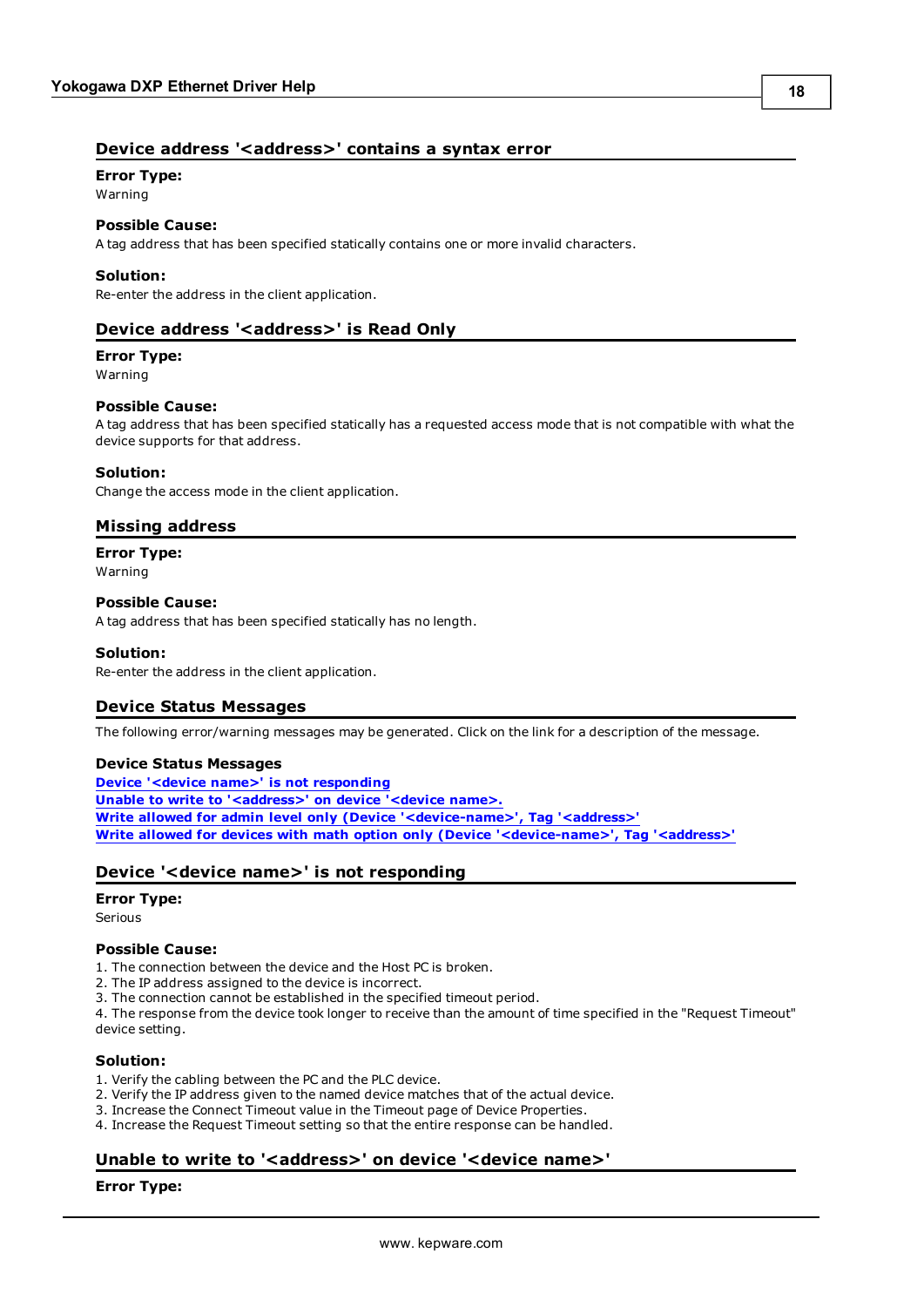## Device address '<address>' contains a syntax error

**Error Type:**
Warning

**Possible Cause:**
A tag address that has been specified statically contains one or more invalid characters.

**Solution:**
Re-enter the address in the client application.

## Device address '<address>' is Read Only

**Error Type:**
Warning

**Possible Cause:**
A tag address that has been specified statically has a requested access mode that is not compatible with what the device supports for that address.

**Solution:**
Change the access mode in the client application.

## Missing address

**Error Type:**
Warning

**Possible Cause:**
A tag address that has been specified statically has no length.

**Solution:**
Re-enter the address in the client application.

## Device Status Messages

The following error/warning messages may be generated. Click on the link for a description of the message.

**Device Status Messages**
Device '<device name>' is not responding
Unable to write to '<address>' on device '<device name>.
Write allowed for admin level only (Device '<device-name>', Tag '<address>'
Write allowed for devices with math option only (Device '<device-name>', Tag '<address>'

## Device '<device name>' is not responding

**Error Type:**
Serious

**Possible Cause:**
1. The connection between the device and the Host PC is broken.
2. The IP address assigned to the device is incorrect.
3. The connection cannot be established in the specified timeout period.
4. The response from the device took longer to receive than the amount of time specified in the "Request Timeout" device setting.

**Solution:**
1. Verify the cabling between the PC and the PLC device.
2. Verify the IP address given to the named device matches that of the actual device.
3. Increase the Connect Timeout value in the Timeout page of Device Properties.
4. Increase the Request Timeout setting so that the entire response can be handled.

## Unable to write to '<address>' on device '<device name>'

**Error Type:**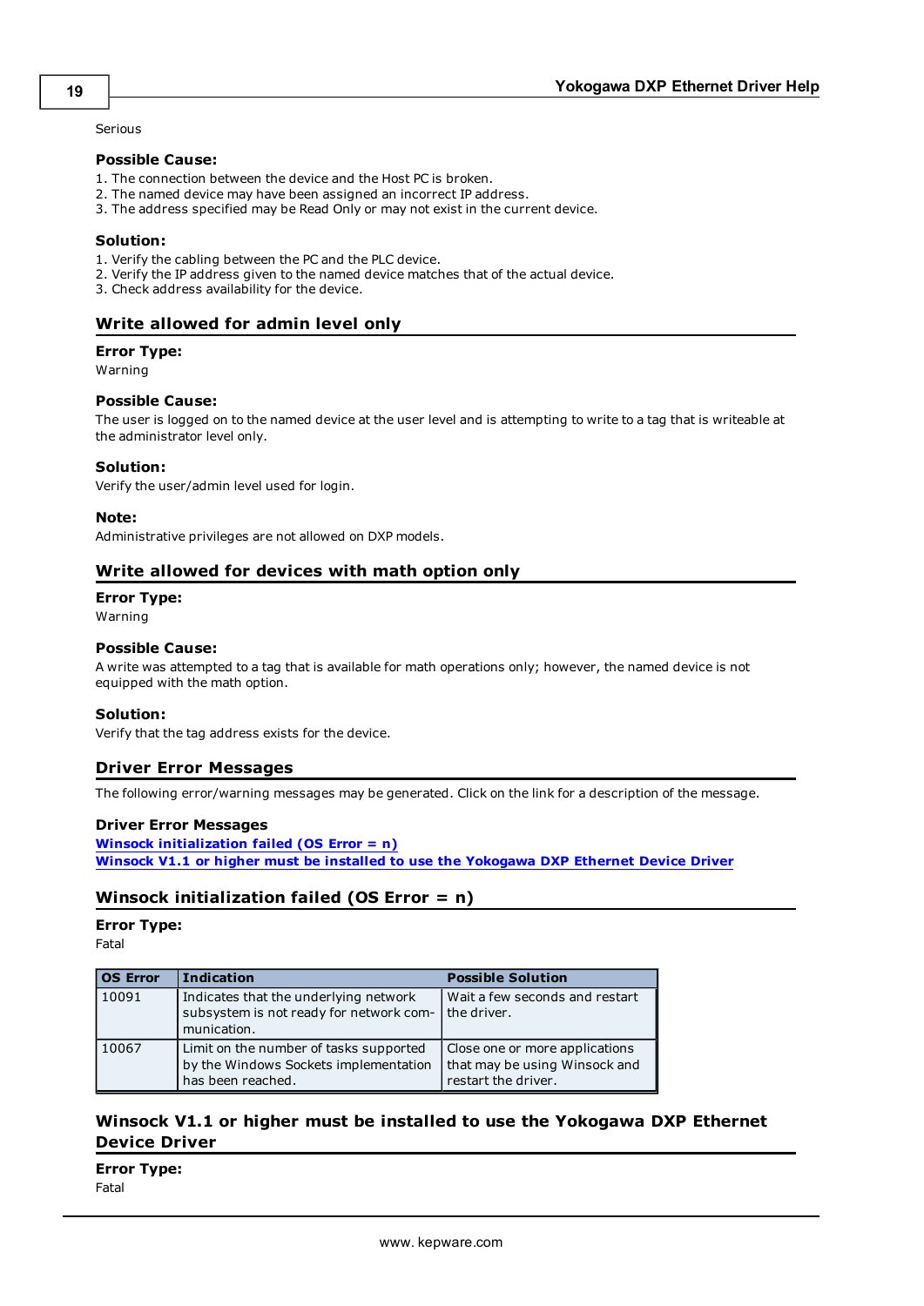Serious

**Possible Cause:**

1. The connection between the device and the Host PC is broken.
2. The named device may have been assigned an incorrect IP address.
3. The address specified may be Read Only or may not exist in the current device.

**Solution:**

1. Verify the cabling between the PC and the PLC device.
2. Verify the IP address given to the named device matches that of the actual device.
3. Check address availability for the device.

## Write allowed for admin level only

**Error Type:**

Warning

**Possible Cause:**

The user is logged on to the named device at the user level and is attempting to write to a tag that is writeable at the administrator level only.

**Solution:**

Verify the user/admin level used for login.

**Note:**

Administrative privileges are not allowed on DXP models.

## Write allowed for devices with math option only

**Error Type:**

Warning

**Possible Cause:**

A write was attempted to a tag that is available for math operations only; however, the named device is not equipped with the math option.

**Solution:**

Verify that the tag address exists for the device.

## Driver Error Messages

The following error/warning messages may be generated. Click on the link for a description of the message.

**Driver Error Messages**

**Winsock initialization failed (OS Error = n)**
**Winsock V1.1 or higher must be installed to use the Yokogawa DXP Ethernet Device Driver**

## Winsock initialization failed (OS Error = n)

**Error Type:**

Fatal

| OS Error | Indication | Possible Solution |
| --- | --- | --- |
| 10091 | Indicates that the underlying network subsystem is not ready for network communication. | Wait a few seconds and restart the driver. |
| 10067 | Limit on the number of tasks supported by the Windows Sockets implementation has been reached. | Close one or more applications that may be using Winsock and restart the driver. |

## Winsock V1.1 or higher must be installed to use the Yokogawa DXP Ethernet Device Driver

**Error Type:**

Fatal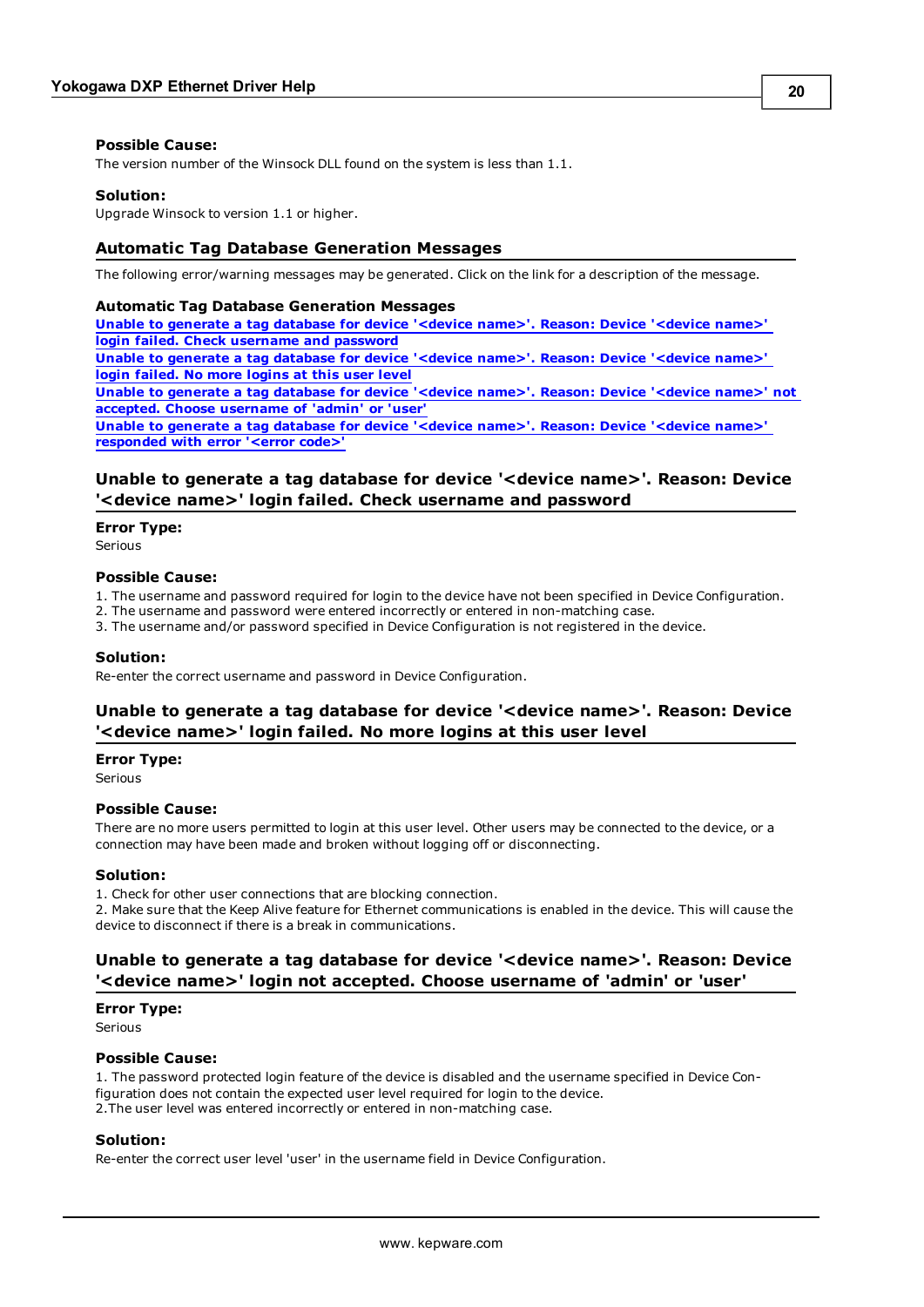**Possible Cause:**
The version number of the Winsock DLL found on the system is less than 1.1.

**Solution:**
Upgrade Winsock to version 1.1 or higher.

## Automatic Tag Database Generation Messages

The following error/warning messages may be generated. Click on the link for a description of the message.

**Automatic Tag Database Generation Messages**
**Unable to generate a tag database for device '<device name>'. Reason: Device '<device name>' login failed. Check username and password**
**Unable to generate a tag database for device '<device name>'. Reason: Device '<device name>' login failed. No more logins at this user level**
**Unable to generate a tag database for device '<device name>'. Reason: Device '<device name>' not accepted. Choose username of 'admin' or 'user'**
**Unable to generate a tag database for device '<device name>'. Reason: Device '<device name>' responded with error '<error code>'**

### Unable to generate a tag database for device '<device name>'. Reason: Device '<device name>' login failed. Check username and password

**Error Type:**
Serious

**Possible Cause:**
1. The username and password required for login to the device have not been specified in Device Configuration.
2. The username and password were entered incorrectly or entered in non-matching case.
3. The username and/or password specified in Device Configuration is not registered in the device.

**Solution:**
Re-enter the correct username and password in Device Configuration.

### Unable to generate a tag database for device '<device name>'. Reason: Device '<device name>' login failed. No more logins at this user level

**Error Type:**
Serious

**Possible Cause:**
There are no more users permitted to login at this user level. Other users may be connected to the device, or a connection may have been made and broken without logging off or disconnecting.

**Solution:**
1. Check for other user connections that are blocking connection.
2. Make sure that the Keep Alive feature for Ethernet communications is enabled in the device. This will cause the device to disconnect if there is a break in communications.

### Unable to generate a tag database for device '<device name>'. Reason: Device '<device name>' login not accepted. Choose username of 'admin' or 'user'

**Error Type:**
Serious

**Possible Cause:**
1. The password protected login feature of the device is disabled and the username specified in Device Configuration does not contain the expected user level required for login to the device.
2.The user level was entered incorrectly or entered in non-matching case.

**Solution:**
Re-enter the correct user level 'user' in the username field in Device Configuration.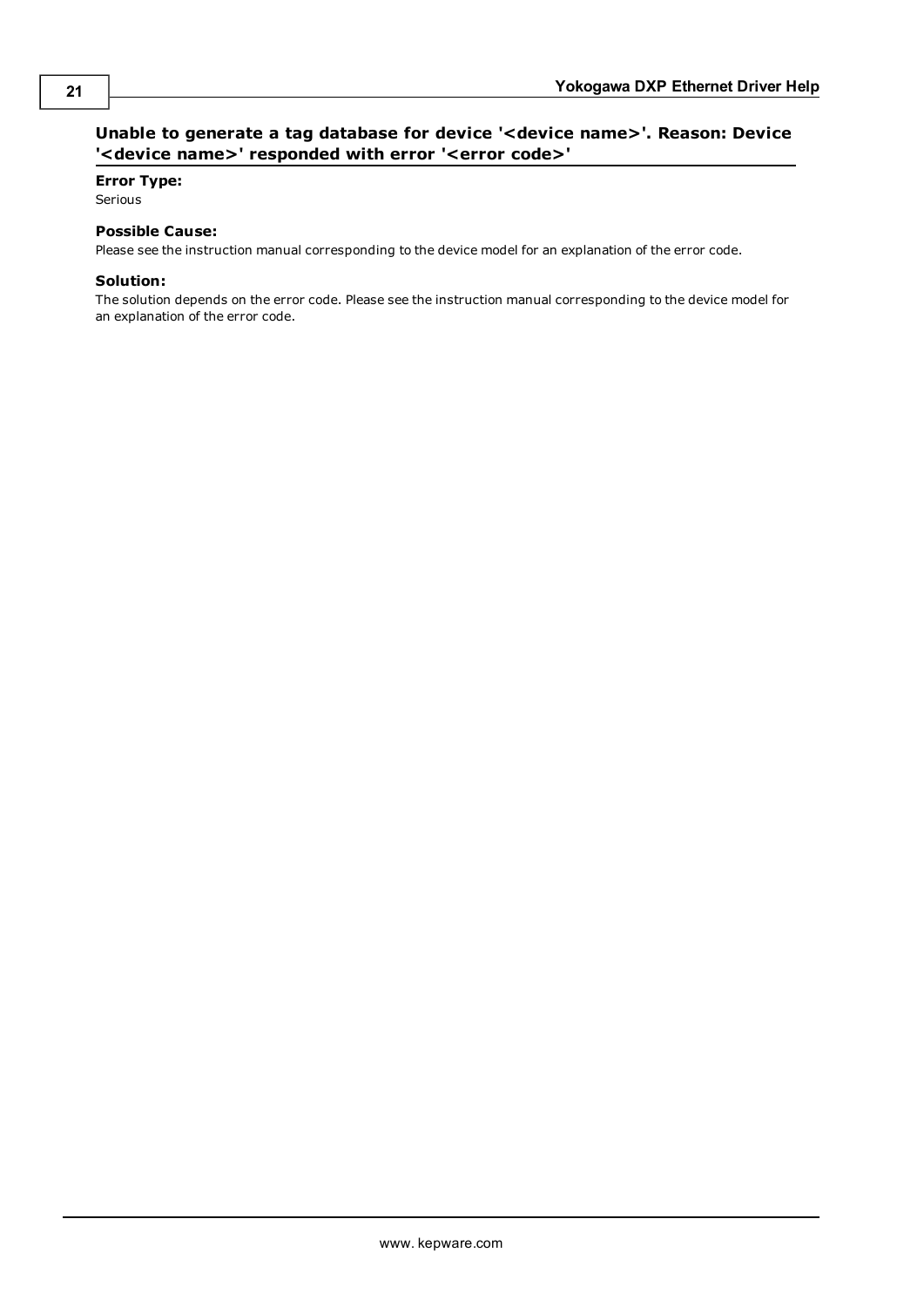## Unable to generate a tag database for device '<device name>'. Reason: Device '<device name>' responded with error '<error code>'

**Error Type:**

Serious

**Possible Cause:**

Please see the instruction manual corresponding to the device model for an explanation of the error code.

**Solution:**

The solution depends on the error code. Please see the instruction manual corresponding to the device model for an explanation of the error code.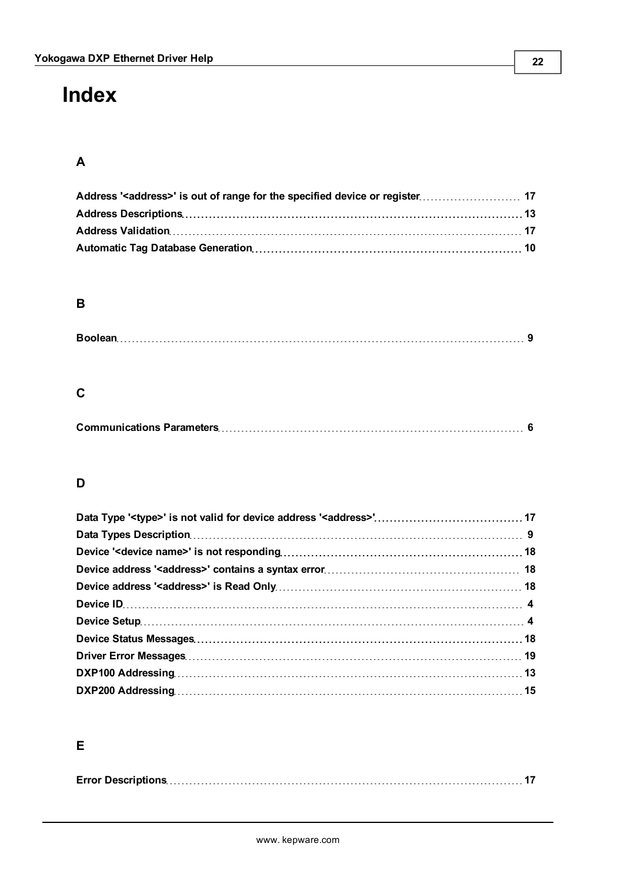# Index

## A

**Address '<address>' is out of range for the specified device or register** 17
**Address Descriptions** 13
**Address Validation** 17
**Automatic Tag Database Generation** 10

## B

**Boolean** 9

## C

**Communications Parameters** 6

## D

**Data Type '<type>' is not valid for device address '<address>'** 17
**Data Types Description** 9
**Device '<device name>' is not responding** 18
**Device address '<address>' contains a syntax error** 18
**Device address '<address>' is Read Only** 18
**Device ID** 4
**Device Setup** 4
**Device Status Messages** 18
**Driver Error Messages** 19
**DXP100 Addressing** 13
**DXP200 Addressing** 15

## E

**Error Descriptions** 17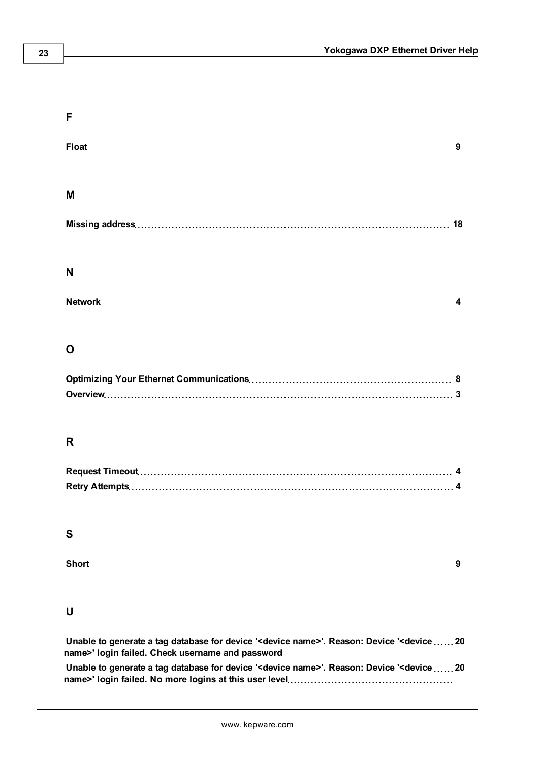## F

**Float** ........ 9

## M

**Missing address** ........ 18

## N

**Network** ........ 4

## O

**Optimizing Your Ethernet Communications** ........ 8
**Overview** ........ 3

## R

**Request Timeout** ........ 4
**Retry Attempts** ........ 4

## S

**Short** ........ 9

## U

**Unable to generate a tag database for device '<device name>'. Reason: Device '<device name>' login failed. Check username and password** ........ 20
**Unable to generate a tag database for device '<device name>'. Reason: Device '<device name>' login failed. No more logins at this user level** ........ 20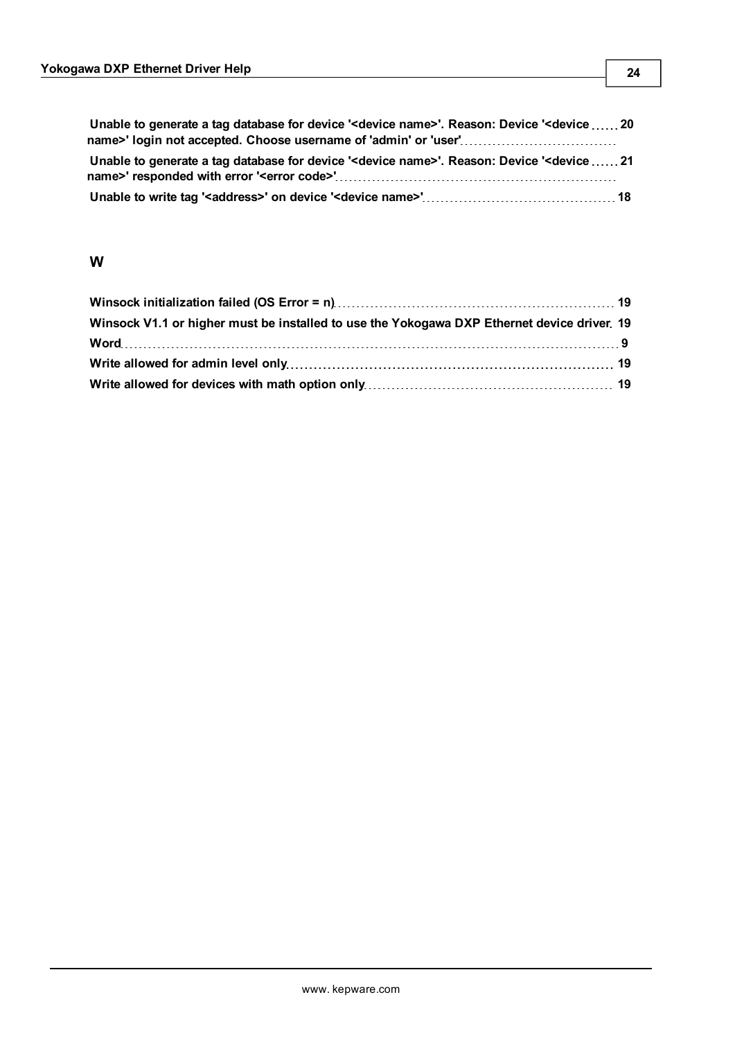Unable to generate a tag database for device '<device name>'. Reason: Device '<device name>' login not accepted. Choose username of 'admin' or 'user' 20

Unable to generate a tag database for device '<device name>'. Reason: Device '<device name>' responded with error '<error code>' 21

Unable to write tag '<address>' on device '<device name>' 18

## W

Winsock initialization failed (OS Error = n) 19

Winsock V1.1 or higher must be installed to use the Yokogawa DXP Ethernet device driver 19

Word 9

Write allowed for admin level only 19

Write allowed for devices with math option only 19